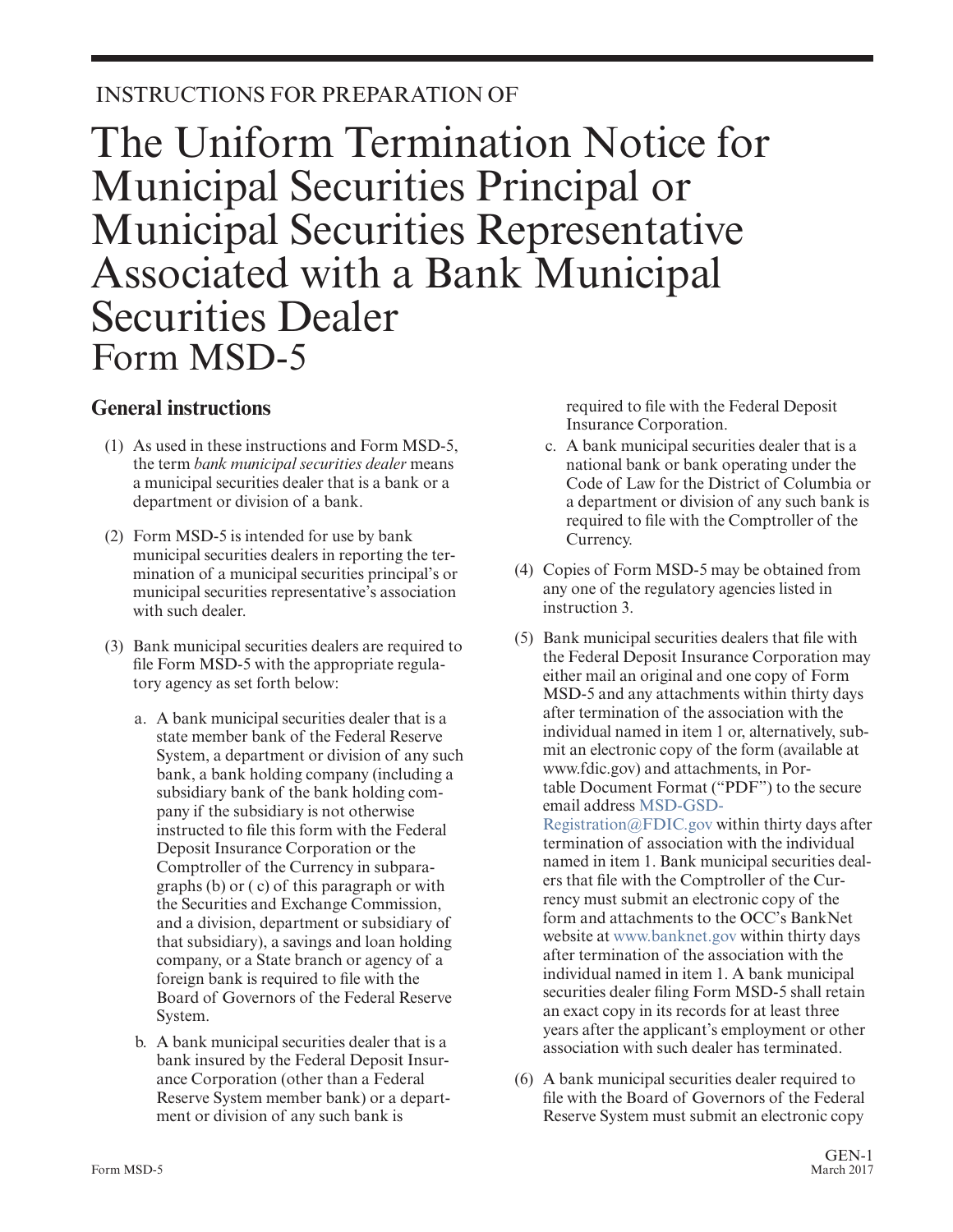INSTRUCTIONS FOR PREPARATION OF

# The Uniform Termination Notice for Municipal Securities Principal or Municipal Securities Representative Associated with a Bank Municipal Securities Dealer Form MSD-5

## General instructions

(1) As used in these instructions and Form MSD-5, the term *bank municipal securities dealer* means a municipal securities dealer that is a bank or a department or division of a bank.

(2) Form MSD-5 is intended for use by bank municipal securities dealers in reporting the termination of a municipal securities principal's or municipal securities representative's association with such dealer.

(3) Bank municipal securities dealers are required to file Form MSD-5 with the appropriate regulatory agency as set forth below:

a. A bank municipal securities dealer that is a state member bank of the Federal Reserve System, a department or division of any such bank, a bank holding company (including a subsidiary bank of the bank holding company if the subsidiary is not otherwise instructed to file this form with the Federal Deposit Insurance Corporation or the Comptroller of the Currency in subparagraphs (b) or ( c) of this paragraph or with the Securities and Exchange Commission, and a division, department or subsidiary of that subsidiary), a savings and loan holding company, or a State branch or agency of a foreign bank is required to file with the Board of Governors of the Federal Reserve System.

b. A bank municipal securities dealer that is a bank insured by the Federal Deposit Insurance Corporation (other than a Federal Reserve System member bank) or a department or division of any such bank is required to file with the Federal Deposit Insurance Corporation.

c. A bank municipal securities dealer that is a national bank or bank operating under the Code of Law for the District of Columbia or a department or division of any such bank is required to file with the Comptroller of the Currency.

(4) Copies of Form MSD-5 may be obtained from any one of the regulatory agencies listed in instruction 3.

(5) Bank municipal securities dealers that file with the Federal Deposit Insurance Corporation may either mail an original and one copy of Form MSD-5 and any attachments within thirty days after termination of the association with the individual named in item 1 or, alternatively, submit an electronic copy of the form (available at www.fdic.gov) and attachments, in Portable Document Format ("PDF") to the secure email address MSD-GSD-Registration@FDIC.gov within thirty days after termination of association with the individual named in item 1. Bank municipal securities dealers that file with the Comptroller of the Currency must submit an electronic copy of the form and attachments to the OCC's BankNet website at www.banknet.gov within thirty days after termination of the association with the individual named in item 1. A bank municipal securities dealer filing Form MSD-5 shall retain an exact copy in its records for at least three years after the applicant's employment or other association with such dealer has terminated.

(6) A bank municipal securities dealer required to file with the Board of Governors of the Federal Reserve System must submit an electronic copy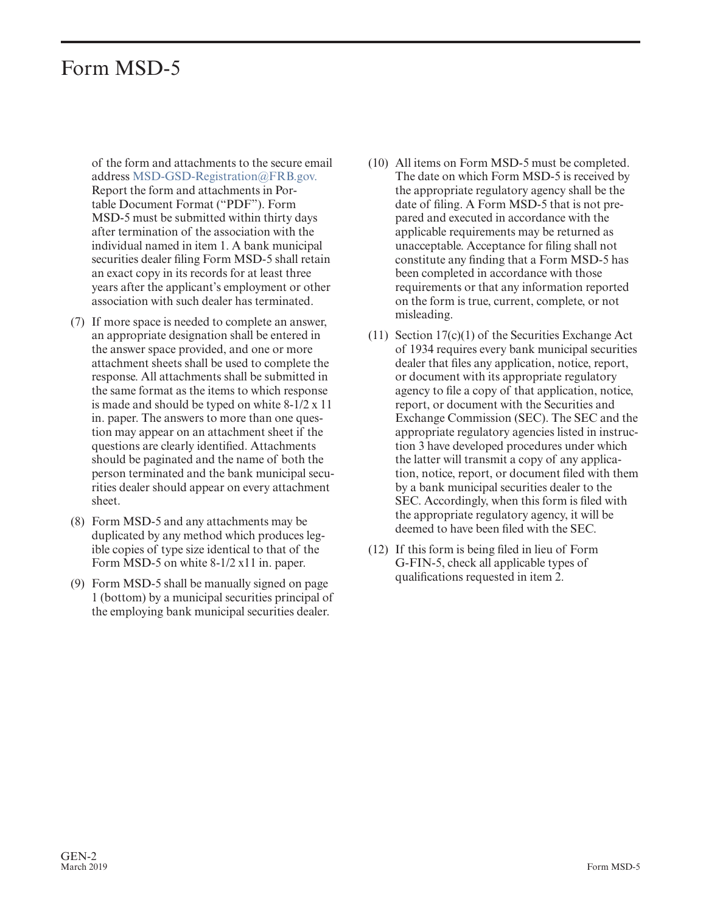# Form MSD-5

of the form and attachments to the secure email address MSD-GSD-Registration@FRB.gov. Report the form and attachments in Portable Document Format ("PDF"). Form MSD-5 must be submitted within thirty days after termination of the association with the individual named in item 1. A bank municipal securities dealer filing Form MSD-5 shall retain an exact copy in its records for at least three years after the applicant's employment or other association with such dealer has terminated.

(7) If more space is needed to complete an answer, an appropriate designation shall be entered in the answer space provided, and one or more attachment sheets shall be used to complete the response. All attachments shall be submitted in the same format as the items to which response is made and should be typed on white 8-1/2 x 11 in. paper. The answers to more than one question may appear on an attachment sheet if the questions are clearly identified. Attachments should be paginated and the name of both the person terminated and the bank municipal securities dealer should appear on every attachment sheet.

(8) Form MSD-5 and any attachments may be duplicated by any method which produces legible copies of type size identical to that of the Form MSD-5 on white 8-1/2 x11 in. paper.

(9) Form MSD-5 shall be manually signed on page 1 (bottom) by a municipal securities principal of the employing bank municipal securities dealer.

(10) All items on Form MSD-5 must be completed. The date on which Form MSD-5 is received by the appropriate regulatory agency shall be the date of filing. A Form MSD-5 that is not prepared and executed in accordance with the applicable requirements may be returned as unacceptable. Acceptance for filing shall not constitute any finding that a Form MSD-5 has been completed in accordance with those requirements or that any information reported on the form is true, current, complete, or not misleading.

(11) Section 17(c)(1) of the Securities Exchange Act of 1934 requires every bank municipal securities dealer that files any application, notice, report, or document with its appropriate regulatory agency to file a copy of that application, notice, report, or document with the Securities and Exchange Commission (SEC). The SEC and the appropriate regulatory agencies listed in instruction 3 have developed procedures under which the latter will transmit a copy of any application, notice, report, or document filed with them by a bank municipal securities dealer to the SEC. Accordingly, when this form is filed with the appropriate regulatory agency, it will be deemed to have been filed with the SEC.

(12) If this form is being filed in lieu of Form G-FIN-5, check all applicable types of qualifications requested in item 2.